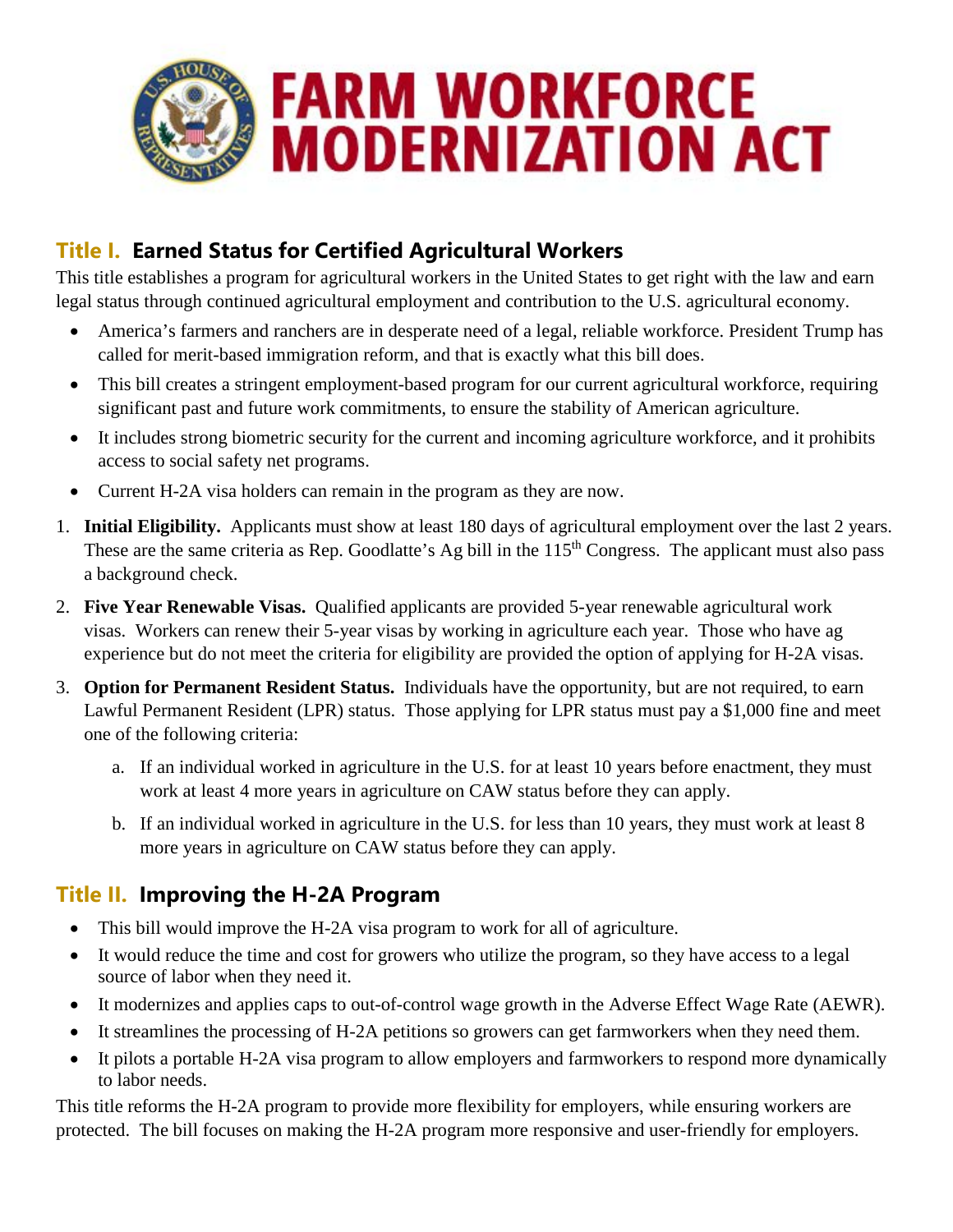# FARM WORKFORCE MODERNIZATION ACT

## Title I. Earned Status for Certified Agricultural Workers

This title establishes a program for agricultural workers in the United States to get right with the law and earn legal status through continued agricultural employment and contribution to the U.S. agricultural economy.

- America's farmers and ranchers are in desperate need of a legal, reliable workforce. President Trump has called for merit-based immigration reform, and that is exactly what this bill does.
- This bill creates a stringent employment-based program for our current agricultural workforce, requiring significant past and future work commitments, to ensure the stability of American agriculture.
- It includes strong biometric security for the current and incoming agriculture workforce, and it prohibits access to social safety net programs.
- Current H-2A visa holders can remain in the program as they are now.

1. **Initial Eligibility.** Applicants must show at least 180 days of agricultural employment over the last 2 years. These are the same criteria as Rep. Goodlatte's Ag bill in the 115th Congress. The applicant must also pass a background check.
2. **Five Year Renewable Visas.** Qualified applicants are provided 5-year renewable agricultural work visas. Workers can renew their 5-year visas by working in agriculture each year. Those who have ag experience but do not meet the criteria for eligibility are provided the option of applying for H-2A visas.
3. **Option for Permanent Resident Status.** Individuals have the opportunity, but are not required, to earn Lawful Permanent Resident (LPR) status. Those applying for LPR status must pay a $1,000 fine and meet one of the following criteria:
   a. If an individual worked in agriculture in the U.S. for at least 10 years before enactment, they must work at least 4 more years in agriculture on CAW status before they can apply.
   b. If an individual worked in agriculture in the U.S. for less than 10 years, they must work at least 8 more years in agriculture on CAW status before they can apply.

## Title II. Improving the H-2A Program

- This bill would improve the H-2A visa program to work for all of agriculture.
- It would reduce the time and cost for growers who utilize the program, so they have access to a legal source of labor when they need it.
- It modernizes and applies caps to out-of-control wage growth in the Adverse Effect Wage Rate (AEWR).
- It streamlines the processing of H-2A petitions so growers can get farmworkers when they need them.
- It pilots a portable H-2A visa program to allow employers and farmworkers to respond more dynamically to labor needs.

This title reforms the H-2A program to provide more flexibility for employers, while ensuring workers are protected. The bill focuses on making the H-2A program more responsive and user-friendly for employers.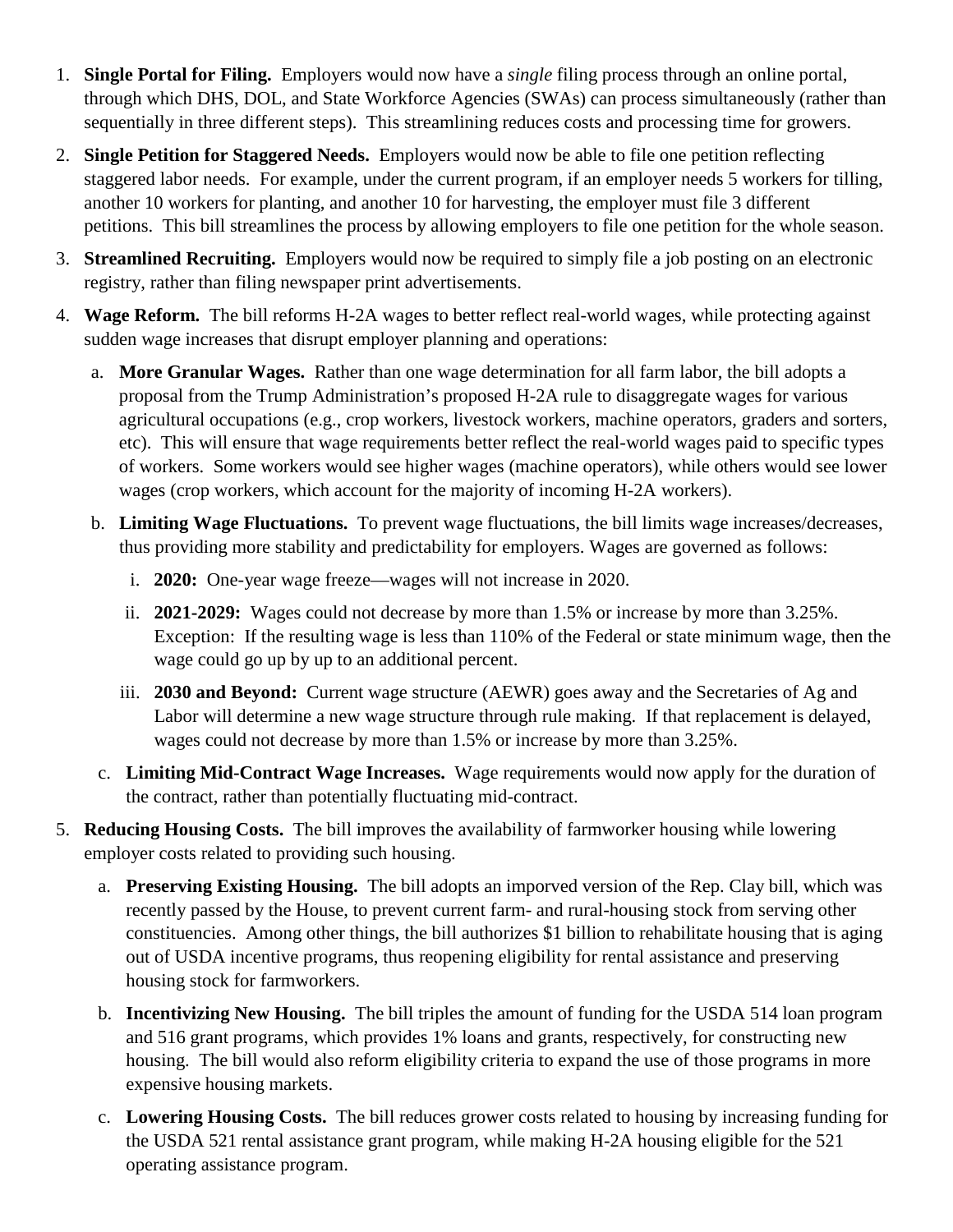1. **Single Portal for Filing.** Employers would now have a *single* filing process through an online portal, through which DHS, DOL, and State Workforce Agencies (SWAs) can process simultaneously (rather than sequentially in three different steps). This streamlining reduces costs and processing time for growers.
2. **Single Petition for Staggered Needs.** Employers would now be able to file one petition reflecting staggered labor needs. For example, under the current program, if an employer needs 5 workers for tilling, another 10 workers for planting, and another 10 for harvesting, the employer must file 3 different petitions. This bill streamlines the process by allowing employers to file one petition for the whole season.
3. **Streamlined Recruiting.** Employers would now be required to simply file a job posting on an electronic registry, rather than filing newspaper print advertisements.
4. **Wage Reform.** The bill reforms H-2A wages to better reflect real-world wages, while protecting against sudden wage increases that disrupt employer planning and operations:
   a. **More Granular Wages.** Rather than one wage determination for all farm labor, the bill adopts a proposal from the Trump Administration's proposed H-2A rule to disaggregate wages for various agricultural occupations (e.g., crop workers, livestock workers, machine operators, graders and sorters, etc). This will ensure that wage requirements better reflect the real-world wages paid to specific types of workers. Some workers would see higher wages (machine operators), while others would see lower wages (crop workers, which account for the majority of incoming H-2A workers).

   b. **Limiting Wage Fluctuations.** To prevent wage fluctuations, the bill limits wage increases/decreases, thus providing more stability and predictability for employers. Wages are governed as follows:

      i. **2020:** One-year wage freeze—wages will not increase in 2020.

      ii. **2021-2029:** Wages could not decrease by more than 1.5% or increase by more than 3.25%. Exception: If the resulting wage is less than 110% of the Federal or state minimum wage, then the wage could go up by up to an additional percent.

      iii. **2030 and Beyond:** Current wage structure (AEWR) goes away and the Secretaries of Ag and Labor will determine a new wage structure through rule making. If that replacement is delayed, wages could not decrease by more than 1.5% or increase by more than 3.25%.

   c. **Limiting Mid-Contract Wage Increases.** Wage requirements would now apply for the duration of the contract, rather than potentially fluctuating mid-contract.
5. **Reducing Housing Costs.** The bill improves the availability of farmworker housing while lowering employer costs related to providing such housing.
   a. **Preserving Existing Housing.** The bill adopts an imporved version of the Rep. Clay bill, which was recently passed by the House, to prevent current farm- and rural-housing stock from serving other constituencies. Among other things, the bill authorizes $1 billion to rehabilitate housing that is aging out of USDA incentive programs, thus reopening eligibility for rental assistance and preserving housing stock for farmworkers.

   b. **Incentivizing New Housing.** The bill triples the amount of funding for the USDA 514 loan program and 516 grant programs, which provides 1% loans and grants, respectively, for constructing new housing. The bill would also reform eligibility criteria to expand the use of those programs in more expensive housing markets.

   c. **Lowering Housing Costs.** The bill reduces grower costs related to housing by increasing funding for the USDA 521 rental assistance grant program, while making H-2A housing eligible for the 521 operating assistance program.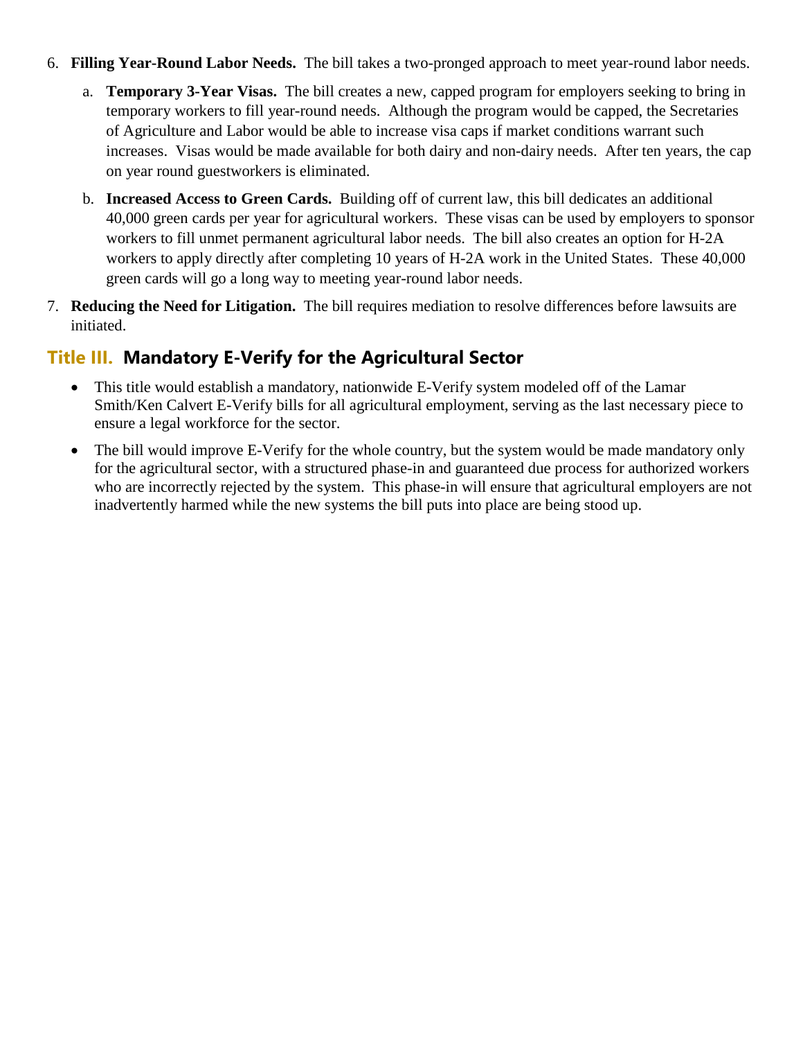6. **Filling Year-Round Labor Needs.** The bill takes a two-pronged approach to meet year-round labor needs.

   a. **Temporary 3-Year Visas.** The bill creates a new, capped program for employers seeking to bring in temporary workers to fill year-round needs. Although the program would be capped, the Secretaries of Agriculture and Labor would be able to increase visa caps if market conditions warrant such increases. Visas would be made available for both dairy and non-dairy needs. After ten years, the cap on year round guestworkers is eliminated.

   b. **Increased Access to Green Cards.** Building off of current law, this bill dedicates an additional 40,000 green cards per year for agricultural workers. These visas can be used by employers to sponsor workers to fill unmet permanent agricultural labor needs. The bill also creates an option for H-2A workers to apply directly after completing 10 years of H-2A work in the United States. These 40,000 green cards will go a long way to meeting year-round labor needs.

7. **Reducing the Need for Litigation.** The bill requires mediation to resolve differences before lawsuits are initiated.

## Title III. Mandatory E-Verify for the Agricultural Sector

- This title would establish a mandatory, nationwide E-Verify system modeled off of the Lamar Smith/Ken Calvert E-Verify bills for all agricultural employment, serving as the last necessary piece to ensure a legal workforce for the sector.
- The bill would improve E-Verify for the whole country, but the system would be made mandatory only for the agricultural sector, with a structured phase-in and guaranteed due process for authorized workers who are incorrectly rejected by the system. This phase-in will ensure that agricultural employers are not inadvertently harmed while the new systems the bill puts into place are being stood up.